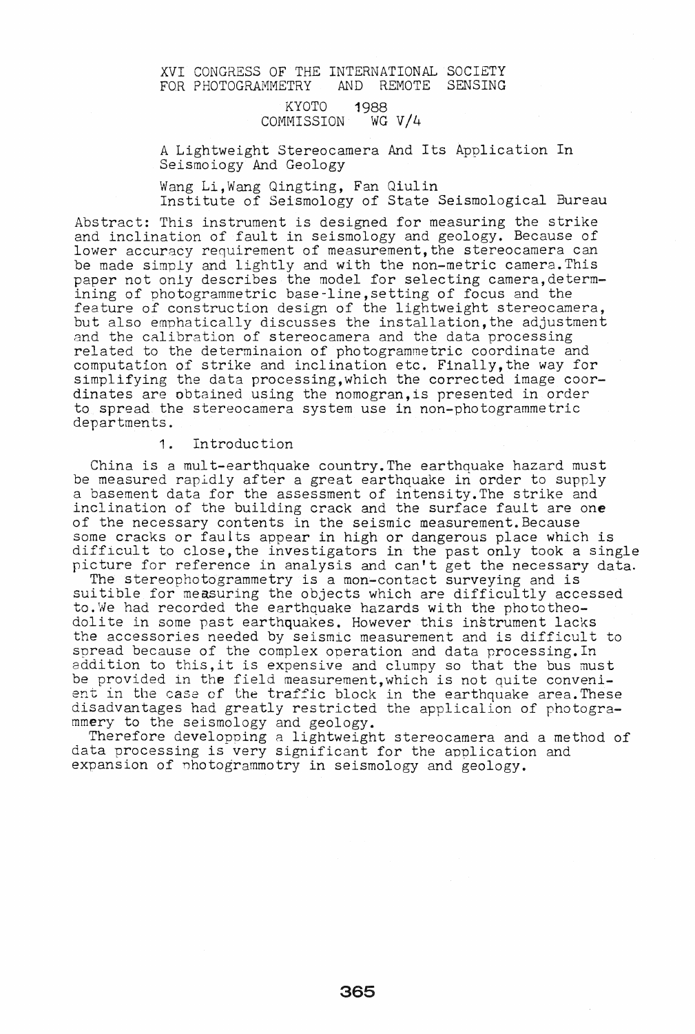XVI CONGRESS OF THE INTERNATIONAL SOCIETY FOR PHOTOGRAMMETRY AND REMOTE SENSING

KYOTO 1988
COMMISSION WG V/4

# A Lightweight Stereocamera And Its Application In Seismoiogy And Geology

Wang Li, Wang Qingting, Fan Qiulin
Institute of Seismology of State Seismological Bureau

Abstract: This instrument is designed for measuring the strike and inclination of fault in seismology and geology. Because of lower accuracy requirement of measurement, the stereocamera can be made simply and lightly and with the non-metric camera. This paper not only describes the model for selecting camera, determining of photogrammetric base-line, setting of focus and the feature of construction design of the lightweight stereocamera, but also emphatically discusses the installation, the adjustment and the calibration of stereocamera and the data processing related to the determinaion of photogrammetric coordinate and computation of strike and inclination etc. Finally, the way for simplifying the data processing, which the corrected image coordinates are obtained using the nomogran, is presented in order to spread the stereocamera system use in non-photogrammetric departments.

## 1. Introduction

China is a mult-earthquake country. The earthquake hazard must be measured rapidly after a great earthquake in order to supply a basement data for the assessment of intensity. The strike and inclination of the building crack and the surface fault are one of the necessary contents in the seismic measurement. Because some cracks or faults appear in high or dangerous place which is difficult to close, the investigators in the past only took a single picture for reference in analysis and can't get the necessary data.

The stereophotogrammetry is a mon-contact surveying and is suitible for measuring the objects which are difficultly accessed to. We had recorded the earthquake hazards with the phototheodolite in some past earthquakes. However this instrument lacks the accessories needed by seismic measurement and is difficult to spread because of the complex operation and data processing. In addition to this, it is expensive and clumpy so that the bus must be provided in the field measurement, which is not quite convenient in the case of the traffic block in the earthquake area. These disadvantages had greatly restricted the application of photogrammery to the seismology and geology.

Therefore developping a lightweight stereocamera and a method of data processing is very significant for the application and expansion of photogrammotry in seismology and geology.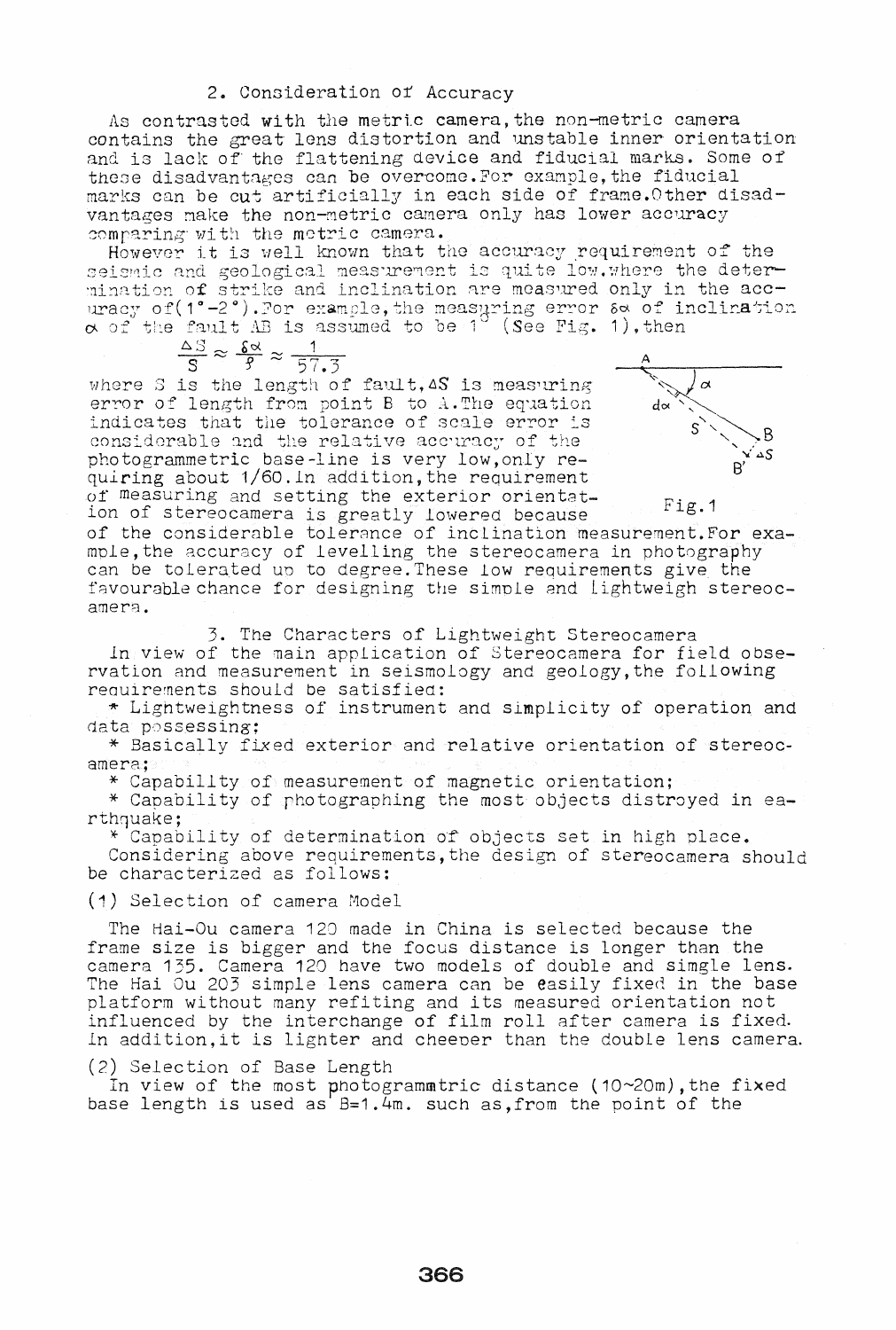## 2. Consideration of Accuracy

As contrasted with the metric camera, the non-metric camera contains the great lens distortion and unstable inner orientation and is lack of the flattening device and fiducial marks. Some of these disadvantages can be overcome. For example, the fiducial marks can be cut artificially in each side of frame. Other disadvantages make the non-metric camera only has lower accuracy comparing with the metric camera.

However it is well known that the accuracy requirement of the seismic and geological measurement is quite low, where the determination of strike and inclination are measured only in the accuracy of (1°-2°). For example, the measuring error $\delta\alpha$ of inclination $\alpha$ of the fault AB is assumed to be 1° (See Fig. 1), then

$$\frac{\Delta S}{S} \approx \frac{\delta\alpha}{\rho} \approx \frac{1}{57.3}$$

where S is the length of fault, $\Delta S$ is measuring error of length from point B to A. The equation indicates that the tolerance of scale error is considerable and the relative accuracy of the photogrammetric base-line is very low, only requiring about 1/60. In addition, the requirement of measuring and setting the exterior orientation of stereocamera is greatly lowered because of the considerable tolerance of inclination measurement. For example, the accuracy of levelling the stereocamera in photography can be tolerated up to degree. These low requirements give the favourable chance for designing the simple and lightweigh stereocamera.

Fig.1

## 3. The Characters of Lightweight Stereocamera

In view of the main application of Stereocamera for field observation and measurement in seismology and geology, the following requirements should be satisfied:

* Lightweightness of instrument and simplicity of operation and data possessing;
* Basically fixed exterior and relative orientation of stereocamera;
* Capability of measurement of magnetic orientation;
* Capability of photographing the most objects distroyed in earthquake;
* Capability of determination of objects set in high place.

Considering above requirements, the design of stereocamera should be characterized as follows:

(1) Selection of camera Model

The Hai-Ou camera 120 made in China is selected because the frame size is bigger and the focus distance is longer than the camera 135. Camera 120 have two models of double and simgle lens. The Hai Ou 203 simple lens camera can be easily fixed in the base platform without many refiting and its measured orientation not influenced by the interchange of film roll after camera is fixed. In addition, it is lighter and cheeper than the double lens camera.

(2) Selection of Base Length

In view of the most photogrammtric distance (10~20m), the fixed base length is used as B=1.4m. such as, from the point of the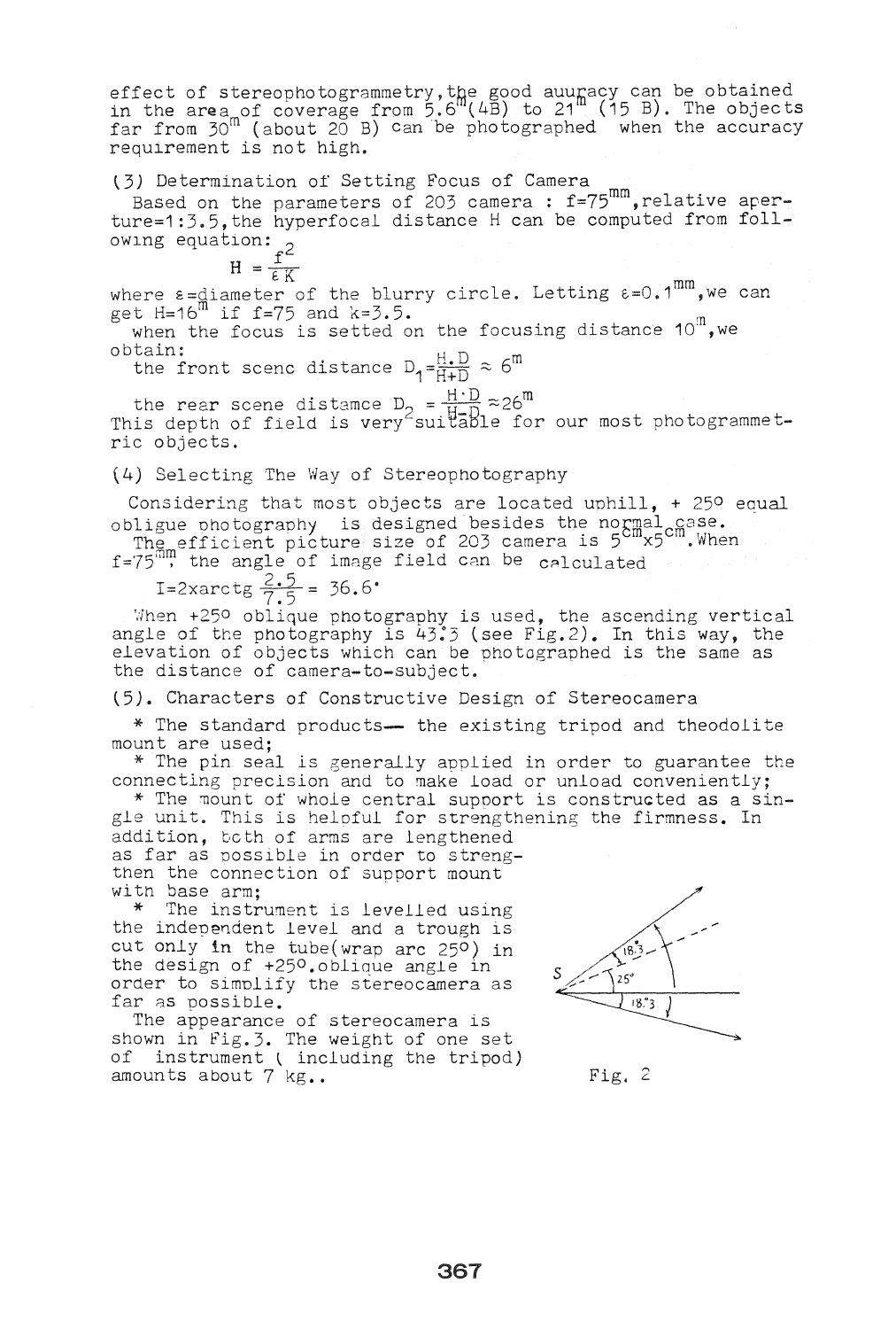effect of stereophotogrammetry, the good auuracy can be obtained in the area of coverage from $5.6^m$ (4B) to $21^m$ (15 B). The objects far from $30^m$ (about 20 B) can be photographed when the accuracy requirement is not high.

(3) Determination of Setting Focus of Camera

Based on the parameters of 203 camera : $f=75^{mm}$, relative aperture=1:3.5, the hyperfocal distance H can be computed from following equation:

$$H = \frac{f^2}{\varepsilon K}$$

where $\varepsilon$=diameter of the blurry circle. Letting $\varepsilon=0.1^{mm}$, we can get $H=16^m$ if $f=75$ and $k=3.5$.

when the focus is setted on the focusing distance $10^m$, we obtain:

the front scenc distance $D_1=\frac{H.D}{H+D} \approx 6^m$

the rear scene distamce $D_2 = \frac{H \cdot D}{H-D} \approx 26^m$

This depth of field is very suitable for our most photogrammetric objects.

(4) Selecting The Way of Stereophotography

Considering that most objects are located uphill, + 25° equal oblique photography is designed besides the normal case.

The efficient picture size of 203 camera is $5^{cm} \times 5^{cm}$. When $f=75^{mm}$, the angle of image field can be calculated

$$I=2\times\mathrm{arctg}\,\frac{2.5}{7.5} = 36.6^\circ$$

When +25° oblique photography is used, the ascending vertical angle of the photography is 43.°3 (see Fig.2). In this way, the elevation of objects which can be photographed is the same as the distance of camera-to-subject.

(5). Characters of Constructive Design of Stereocamera

* The standard products— the existing tripod and theodolite mount are used;
* The pin seal is generally applied in order to guarantee the connecting precision and to make load or unload conveniently;
* The mount of whole central support is constructed as a single unit. This is helpful for strengthening the firmness. In addition, both of arms are lengthened as far as possible in order to strengthen the connection of support mount with base arm;
* The instrument is levelled using the independent level and a trough is cut only in the tube (wrap arc 25°) in the design of +25°.oblique angle in order to simplify the stereocamera as far as possible.

The appearance of stereocamera is shown in Fig.3. The weight of one set of instrument ( including the tripod) amounts about 7 kg..

Fig. 2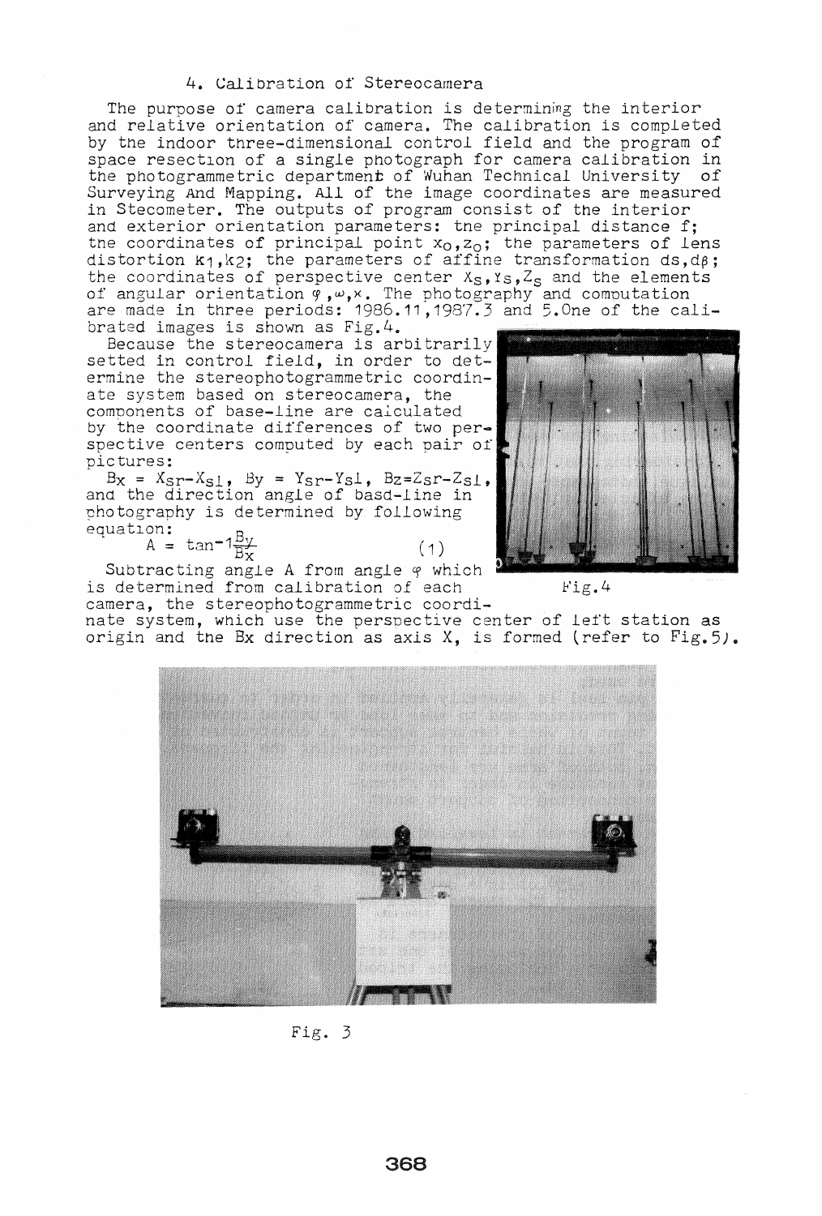## 4. Calibration of Stereocamera

The purpose of camera calibration is determining the interior and relative orientation of camera. The calibration is completed by the indoor three-dimensional control field and the program of space resection of a single photograph for camera calibration in the photogrammetric department of Wuhan Technical University of Surveying And Mapping. All of the image coordinates are measured in Stecometer. The outputs of program consist of the interior and exterior orientation parameters: the principal distance f; the coordinates of principal point $x_0, z_0$; the parameters of lens distortion $k_1, k_2$; the parameters of affine transformation $ds, d\beta$; the coordinates of perspective center $X_s, Y_s, Z_s$ and the elements of angular orientation $\varphi, \omega, \kappa$. The photography and computation are made in three periods: 1986.11, 1987.3 and 5. One of the calibrated images is shown as Fig.4.

Because the stereocamera is arbitrarily setted in control field, in order to determine the stereophotogrammetric coordinate system based on stereocamera, the components of base-line are calculated by the coordinate differences of two perspective centers computed by each pair of pictures:

$B_x = X_{sr} - X_{sl}$, $B_y = Y_{sr} - Y_{sl}$, $B_z = Z_{sr} - Z_{sl}$,

and the direction angle of basd-line in photography is determined by following equation:

$$A = \tan^{-1}\frac{B_y}{B_x} \qquad (1)$$

Fig.4

Subtracting angle A from angle $\varphi$ which is determined from calibration of each camera, the stereophotogrammetric coordinate system, which use the perspective center of left station as origin and the Bx direction as axis X, is formed (refer to Fig.5).

Fig. 3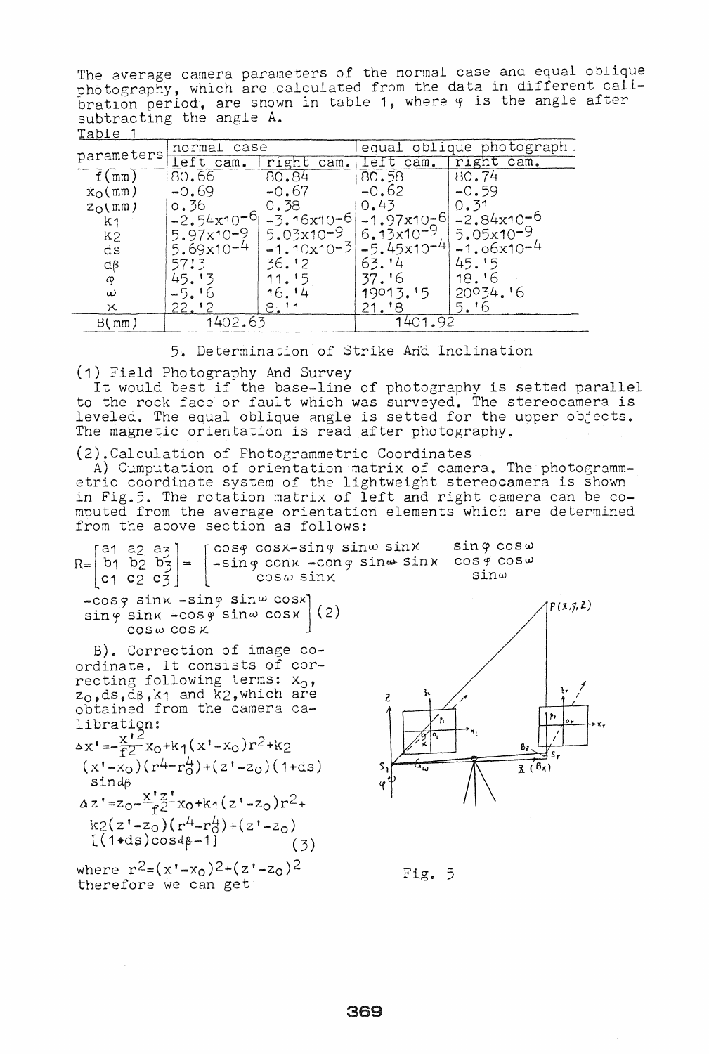The average camera parameters of the normal case and equal oblique photography, which are calculated from the data in different calibration period, are shown in table 1, where $\varphi$ is the angle after subtracting the angle A.

Table 1

| parameters | normal case | | equal oblique photograph | |
|---|---|---|---|---|
| | left cam. | right cam. | left cam. | right cam. |
| f(mm) | 80.66 | 80.84 | 80.58 | 80.74 |
| $x_o$(mm) | -0.69 | -0.67 | -0.62 | -0.59 |
| $z_o$(mm) | 0.36 | 0.38 | 0.43 | 0.31 |
| $k_1$ | $-2.54\times10^{-6}$ | $-3.16\times10^{-6}$ | $-1.97\times10^{-6}$ | $-2.84\times10^{-6}$ |
| $k_2$ | $5.97\times10^{-9}$ | $5.03\times10^{-9}$ | $6.13\times10^{-9}$ | $5.05\times10^{-9}$ |
| ds | $5.69\times10^{-4}$ | $-1.10\times10^{-3}$ | $-5.45\times10^{-4}$ | $-1.06\times10^{-4}$ |
| $d\beta$ | 57!3 | 36.'2 | 63.'4 | 45.'5 |
| $\varphi$ | 45.'3 | 11.'5 | 37.'6 | 18.'6 |
| $\omega$ | -5.'6 | 16.'4 | 19°13.'5 | 20°34.'6 |
| $\kappa$ | 22.'2 | 8.'1 | 21.'8 | 5.'6 |
| B(mm) | 1402.63 | | 1401.92 | |

## 5. Determination of Strike And Inclination

(1) Field Photography And Survey

It would best if the base-line of photography is setted parallel to the rock face or fault which was surveyed. The stereocamera is leveled. The equal oblique angle is setted for the upper objects. The magnetic orientation is read after photography.

(2). Calculation of Photogrammetric Coordinates

A) Cumputation of orientation matrix of camera. The photogrammetric coordinate system of the lightweight stereocamera is shown in Fig.5. The rotation matrix of left and right camera can be computed from the average orientation elements which are determined from the above section as follows:

$$R=\begin{bmatrix} a_1 & a_2 & a_3 \\ b_1 & b_2 & b_3 \\ c_1 & c_2 & c_3 \end{bmatrix} = \begin{bmatrix} \cos\varphi\cos\kappa-\sin\varphi\sin\omega\sin\kappa & \sin\varphi\cos\omega & -\cos\varphi\sin\kappa-\sin\varphi\sin\omega\cos\kappa \\ -\sin\varphi\cos\kappa-\cos\varphi\sin\omega\sin\kappa & \cos\varphi\cos\omega & \sin\varphi\sin\kappa-\cos\varphi\sin\omega\cos\kappa \\ \cos\omega\sin\kappa & \sin\omega & \cos\omega\cos\kappa \end{bmatrix} \quad (2)$$

B). Correction of image coordinate. It consists of correcting following terms: $x_o$, $z_o$, ds, $d\beta$, $k_1$ and $k_2$, which are obtained from the camera calibration:

$$\Delta x'=-\frac{x'^2}{f^2}x_o+k_1(x'-x_o)r^2+k_2(x'-x_o)(r^4-r_o^4)+(z'-z_o)(1+ds)\sin d\beta$$

$$\Delta z'=z_o-\frac{x'z'}{f^2}x_o+k_1(z'-z_o)r^2+k_2(z'-z_o)(r^4-r_o^4)+(z'-z_o)[(1+ds)\cos d\beta-1] \quad (3)$$

where $r^2=(x'-x_o)^2+(z'-z_o)^2$

therefore we can get

Fig. 5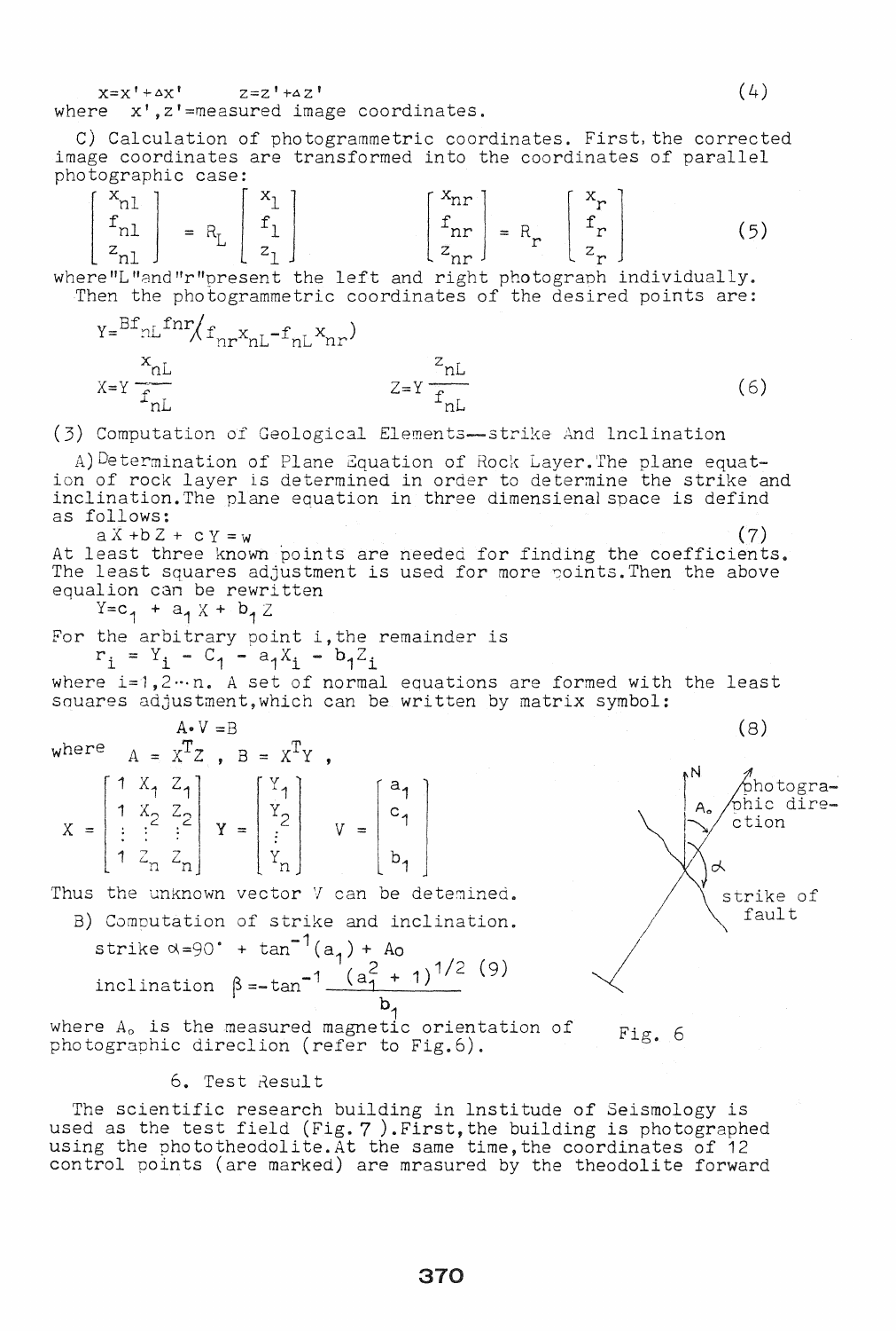$$x = x' + \Delta x' \qquad z = z' + \Delta z' \tag{4}$$

where $x', z'$=measured image coordinates.

C) Calculation of photogrammetric coordinates. First, the corrected image coordinates are transformed into the coordinates of parallel photographic case:

$$\begin{bmatrix} x_{nl} \\ f_{nl} \\ z_{nl} \end{bmatrix} = R_L \begin{bmatrix} x_l \\ f_l \\ z_l \end{bmatrix} \qquad \begin{bmatrix} x_{nr} \\ f_{nr} \\ z_{nr} \end{bmatrix} = R_r \begin{bmatrix} x_r \\ f_r \\ z_r \end{bmatrix} \tag{5}$$

where "L" and "r" present the left and right photograph individually. Then the photogrammetric coordinates of the desired points are:

$$Y = Bf_{nL}f_{nr} / (f_{nr}x_{nL} - f_{nL}x_{nr})$$

$$X = Y\frac{x_{nL}}{f_{nL}} \qquad Z = Y\frac{z_{nL}}{f_{nL}} \tag{6}$$

(3) Computation of Geological Elements—strike And Inclination

A) Determination of Plane Equation of Rock Layer. The plane equation of rock layer is determined in order to determine the strike and inclination. The plane equation in three dimensienal space is defind as follows:

$$aX + bZ + cY = w \tag{7}$$

At least three known points are needed for finding the coefficients. The least squares adjustment is used for more points. Then the above equalion can be rewritten

$$Y = c_1 + a_1X + b_1Z$$

For the arbitrary point i, the remainder is

$$r_i = Y_i - C_1 - a_1X_i - b_1Z_i$$

where $i=1,2\cdots n$. A set of normal equations are formed with the least squares adjustment, which can be written by matrix symbol:

$$A \cdot V = B \tag{8}$$

where $A = X^TZ$ , $B = X^TY$ ,

$$X = \begin{bmatrix} 1 & X_1 & Z_1 \\ 1 & X_2 & Z_2 \\ \vdots & \vdots & \vdots \\ 1 & Z_n & Z_n \end{bmatrix} \quad Y = \begin{bmatrix} Y_1 \\ Y_2 \\ \vdots \\ Y_n \end{bmatrix} \quad V = \begin{bmatrix} a_1 \\ c_1 \\ b_1 \end{bmatrix}$$

Thus the unknown vector V can be detemined.

B) Computation of strike and inclination.

$$\text{strike } \alpha = 90^\circ + \tan^{-1}(a_1) + A_o$$

$$\text{inclination } \beta = -\tan^{-1}\frac{(a_1^2 + 1)^{1/2}}{b_1} \tag{9}$$

where $A_o$ is the measured magnetic orientation of photographic direclion (refer to Fig.6).

N, $A_o$, photographic direction, $\alpha$, strike of fault

Fig. 6

## 6. Test Result

The scientific research building in Institude of Seismology is used as the test field (Fig. 7 ). First, the building is photographed using the phototheodolite. At the same time, the coordinates of 12 control points (are marked) are mrasured by the theodolite forward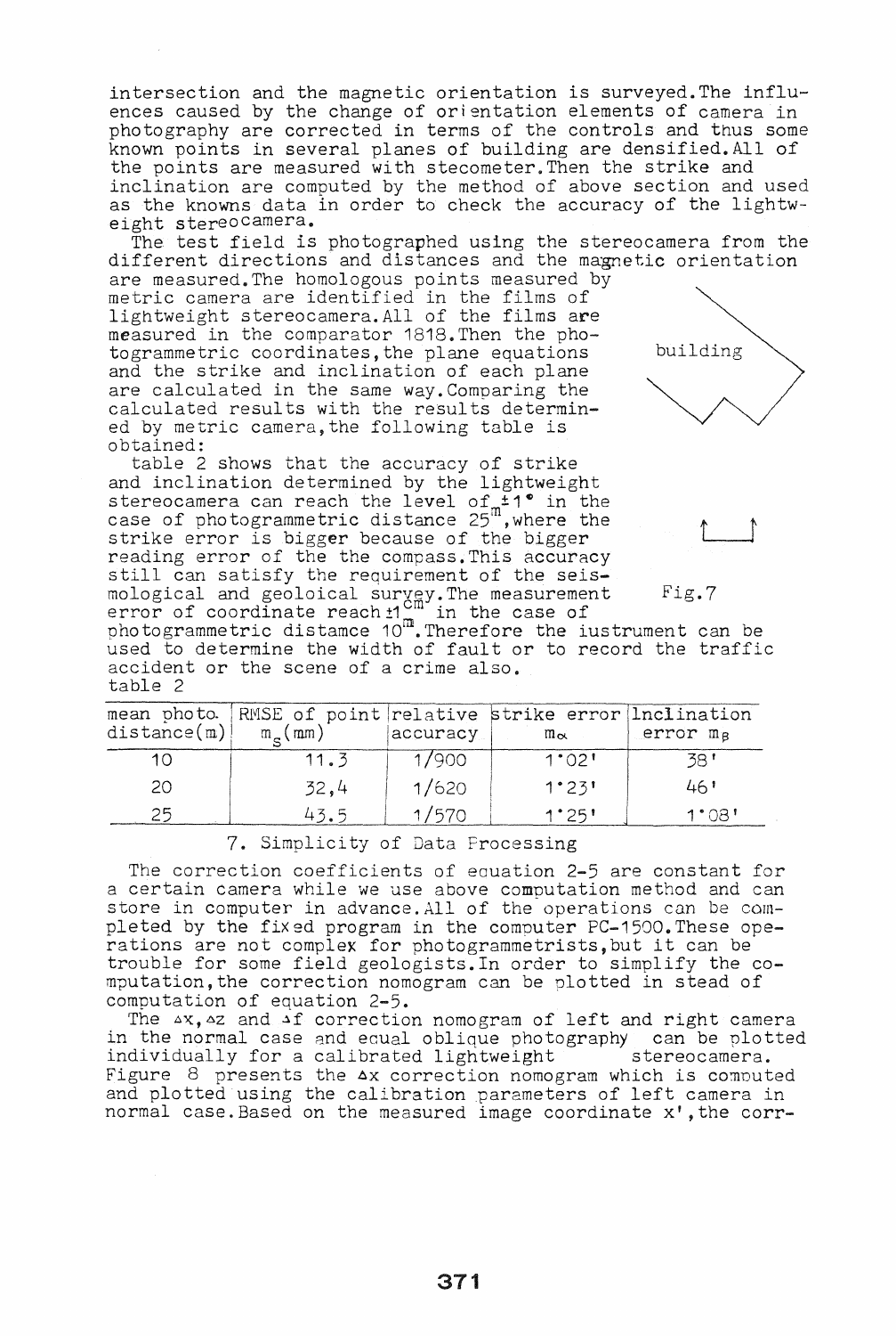intersection and the magnetic orientation is surveyed. The influences caused by the change of orientation elements of camera in photography are corrected in terms of the controls and thus some known points in several planes of building are densified. All of the points are measured with stecometer. Then the strike and inclination are computed by the method of above section and used as the knowns data in order to check the accuracy of the lightweight stereocamera.

The test field is photographed using the stereocamera from the different directions and distances and the magnetic orientation are measured. The homologous points measured by metric camera are identified in the films of lightweight stereocamera. All of the films are measured in the comparator 1818. Then the photogrammetric coordinates, the plane equations and the strike and inclination of each plane are calculated in the same way. Comparing the calculated results with the results determined by metric camera, the following table is obtained:

building

Fig.7

table 2 shows that the accuracy of strike and inclination determined by the lightweight stereocamera can reach the level of ±1° in the case of photogrammetric distance $25^m$, where the strike error is bigger because of the bigger reading error of the compass. This accuracy still can satisfy the requirement of the seismological and geoloical survey. The measurement error of coordinate reach ±$1^{cm}$ in the case of photogrammetric distamce $10^m$. Therefore the iustrument can be used to determine the width of fault or to record the traffic accident or the scene of a crime also.

table 2

| mean photo. distance(m) | RMSE of point $m_s$(mm) | relative accuracy | strike error $m_\alpha$ | Inclination error $m_\beta$ |
|---|---|---|---|---|
| 10 | 11.3 | 1/900 | 1°02' | 38' |
| 20 | 32,4 | 1/620 | 1°23' | 46' |
| 25 | 43.5 | 1/570 | 1°25' | 1°08' |

## 7. Simplicity of Data Processing

The correction coefficients of equation 2-5 are constant for a certain camera while we use above computation method and can store in computer in advance. All of the operations can be completed by the fixed program in the computer PC-1500. These operations are not complex for photogrammetrists, but it can be trouble for some field geologists. In order to simplify the computation, the correction nomogram can be plotted in stead of computation of equation 2-5.

The $\Delta x$, $\Delta z$ and $\Delta f$ correction nomogram of left and right camera in the normal case and equal oblique photography can be plotted individually for a calibrated lightweight stereocamera. Figure 8 presents the $\Delta x$ correction nomogram which is computed and plotted using the calibration parameters of left camera in normal case. Based on the measured image coordinate x', the corr-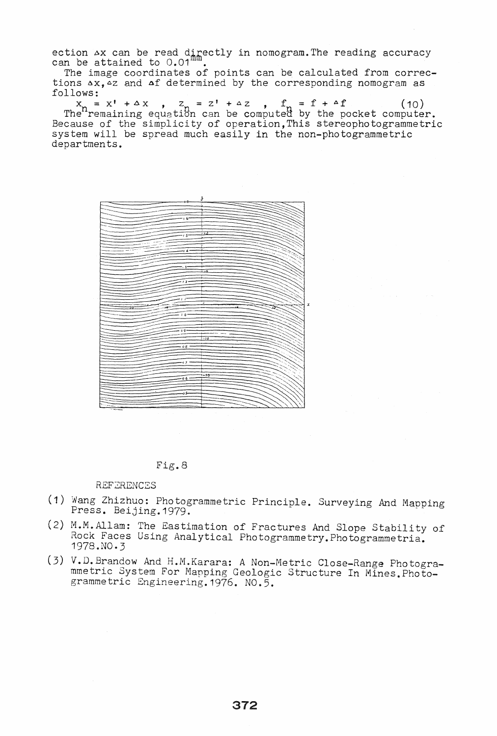ection $\Delta x$ can be read directly in nomogram. The reading accuracy can be attained to 0.01[mm].

The image coordinates of points can be calculated from corrections $\Delta x, \Delta z$ and $\Delta f$ determined by the corresponding nomogram as follows:

$$x_n = x' + \Delta x \quad , \quad z_n = z' + \Delta z \quad , \quad f_n = f + \Delta f \qquad (10)$$

The remaining equation can be computed by the pocket computer. Because of the simplicity of operation, This stereophotogrammetric system will be spread much easily in the non-photogrammetric departments.

Fig.8

REFERENCES

(1) Wang Zhizhuo: Photogrammetric Principle. Surveying And Mapping Press. Beijing.1979.

(2) M.M.Allam: The Eastimation of Fractures And Slope Stability of Rock Faces Using Analytical Photogrammetry.Photogrammetria. 1978.NO.3

(3) V.D.Brandow And H.M.Karara: A Non-Metric Close-Range Photogrammetric System For Mapping Geologic Structure In Mines.Photogrammetric Engineering.1976. NO.5.